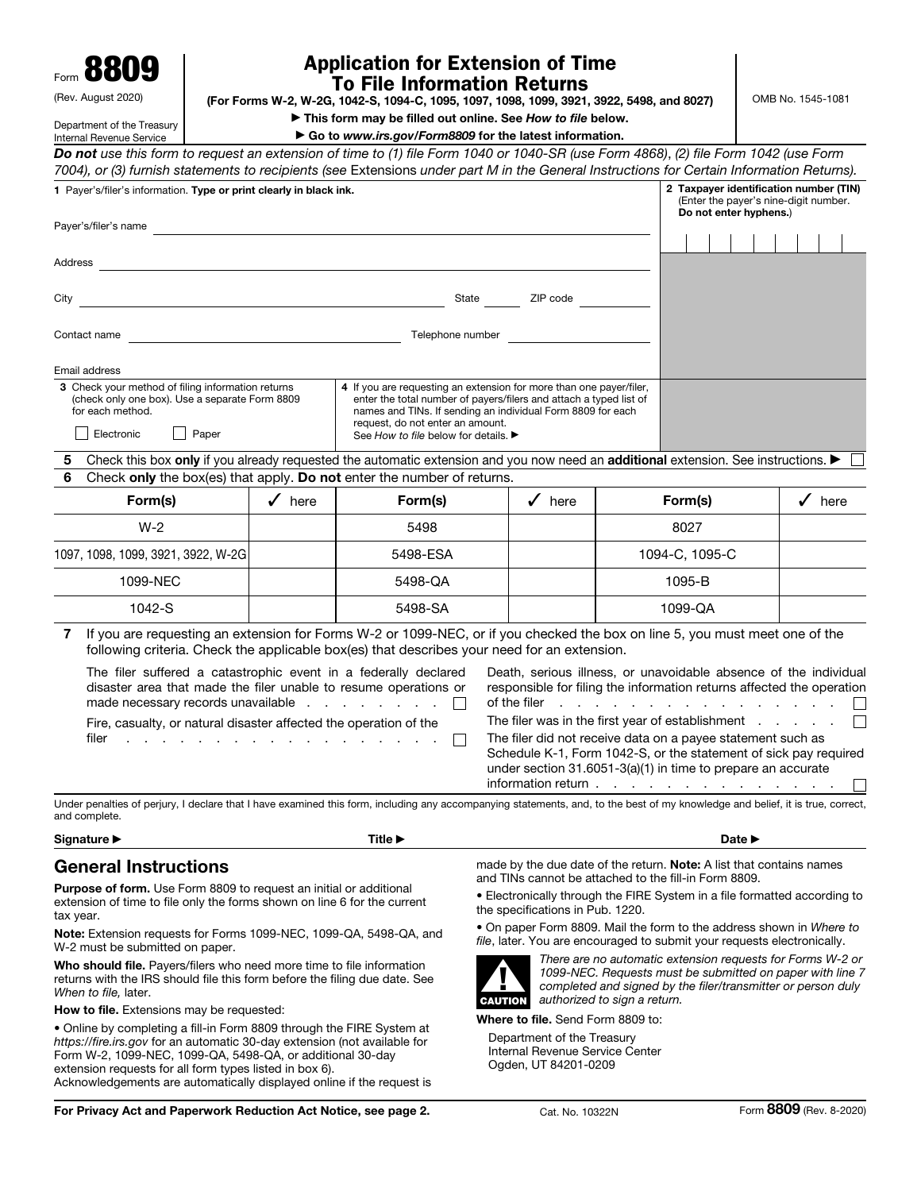Form **8809**

(Rev. August 2020)

Department of the Treasury
Internal Revenue Service

# Application for Extension of Time To File Information Returns

**(For Forms W-2, W-2G, 1042-S, 1094-C, 1095, 1097, 1098, 1099, 3921, 3922, 5498, and 8027)**

▶ **This form may be filled out online. See *How to file* below.**

▶ **Go to *www.irs.gov/Form8809* for the latest information.**

OMB No. 1545-1081

***Do not** use this form to request an extension of time to (1) file Form 1040 or 1040-SR (use Form 4868), (2) file Form 1042 (use Form 7004), or (3) furnish statements to recipients (see* Extensions *under part M in the General Instructions for Certain Information Returns).*

**1** Payer's/filer's information. **Type or print clearly in black ink.**

Payer's/filer's name

Address

City State ZIP code

Contact name Telephone number

Email address

**2 Taxpayer identification number (TIN)** (Enter the payer's nine-digit number. **Do not enter hyphens.**)

**3** Check your method of filing information returns (check only one box). Use a separate Form 8809 for each method.

☐ Electronic ☐ Paper

**4** If you are requesting an extension for more than one payer/filer, enter the total number of payers/filers and attach a typed list of names and TINs. If sending an individual Form 8809 for each request, do not enter an amount. See *How to file* below for details. ▶

**5** Check this box **only** if you already requested the automatic extension and you now need an **additional** extension. See instructions. ▶ ☐

**6** Check **only** the box(es) that apply. **Do not** enter the number of returns.

| Form(s) | ✓ here | Form(s) | ✓ here | Form(s) | ✓ here |
|---|---|---|---|---|---|
| W-2 | | 5498 | | 8027 | |
| 1097, 1098, 1099, 3921, 3922, W-2G | | 5498-ESA | | 1094-C, 1095-C | |
| 1099-NEC | | 5498-QA | | 1095-B | |
| 1042-S | | 5498-SA | | 1099-QA | |

**7** If you are requesting an extension for Forms W-2 or 1099-NEC, or if you checked the box on line 5, you must meet one of the following criteria. Check the applicable box(es) that describes your need for an extension.

The filer suffered a catastrophic event in a federally declared disaster area that made the filer unable to resume operations or made necessary records unavailable . . . . . . . . . ☐

Fire, casualty, or natural disaster affected the operation of the filer . . . . . . . . . . . . . . . . . . . . ☐

Death, serious illness, or unavoidable absence of the individual responsible for filing the information returns affected the operation of the filer . . . . . . . . . . . . . . . . . . ☐

The filer was in the first year of establishment . . . . . . ☐

The filer did not receive data on a payee statement such as Schedule K-1, Form 1042-S, or the statement of sick pay required under section 31.6051-3(a)(1) in time to prepare an accurate information return . . . . . . . . . . . . . . . . ☐

Under penalties of perjury, I declare that I have examined this form, including any accompanying statements, and, to the best of my knowledge and belief, it is true, correct, and complete.

**Signature ▶** **Title ▶** **Date ▶**

## General Instructions

**Purpose of form.** Use Form 8809 to request an initial or additional extension of time to file only the forms shown on line 6 for the current tax year.

**Note:** Extension requests for Forms 1099-NEC, 1099-QA, 5498-QA, and W-2 must be submitted on paper.

**Who should file.** Payers/filers who need more time to file information returns with the IRS should file this form before the filing due date. See *When to file,* later.

**How to file.** Extensions may be requested:

• Online by completing a fill-in Form 8809 through the FIRE System at *https://fire.irs.gov* for an automatic 30-day extension (not available for Form W-2, 1099-NEC, 1099-QA, 5498-QA, or additional 30-day extension requests for all form types listed in box 6). Acknowledgements are automatically displayed online if the request is made by the due date of the return. **Note:** A list that contains names and TINs cannot be attached to the fill-in Form 8809.

• Electronically through the FIRE System in a file formatted according to the specifications in Pub. 1220.

• On paper Form 8809. Mail the form to the address shown in *Where to file*, later. You are encouraged to submit your requests electronically.

**CAUTION** *There are no automatic extension requests for Forms W-2 or 1099-NEC. Requests must be submitted on paper with line 7 completed and signed by the filer/transmitter or person duly authorized to sign a return.*

**Where to file.** Send Form 8809 to:

Department of the Treasury
Internal Revenue Service Center
Ogden, UT 84201-0209

**For Privacy Act and Paperwork Reduction Act Notice, see page 2.** Cat. No. 10322N Form **8809** (Rev. 8-2020)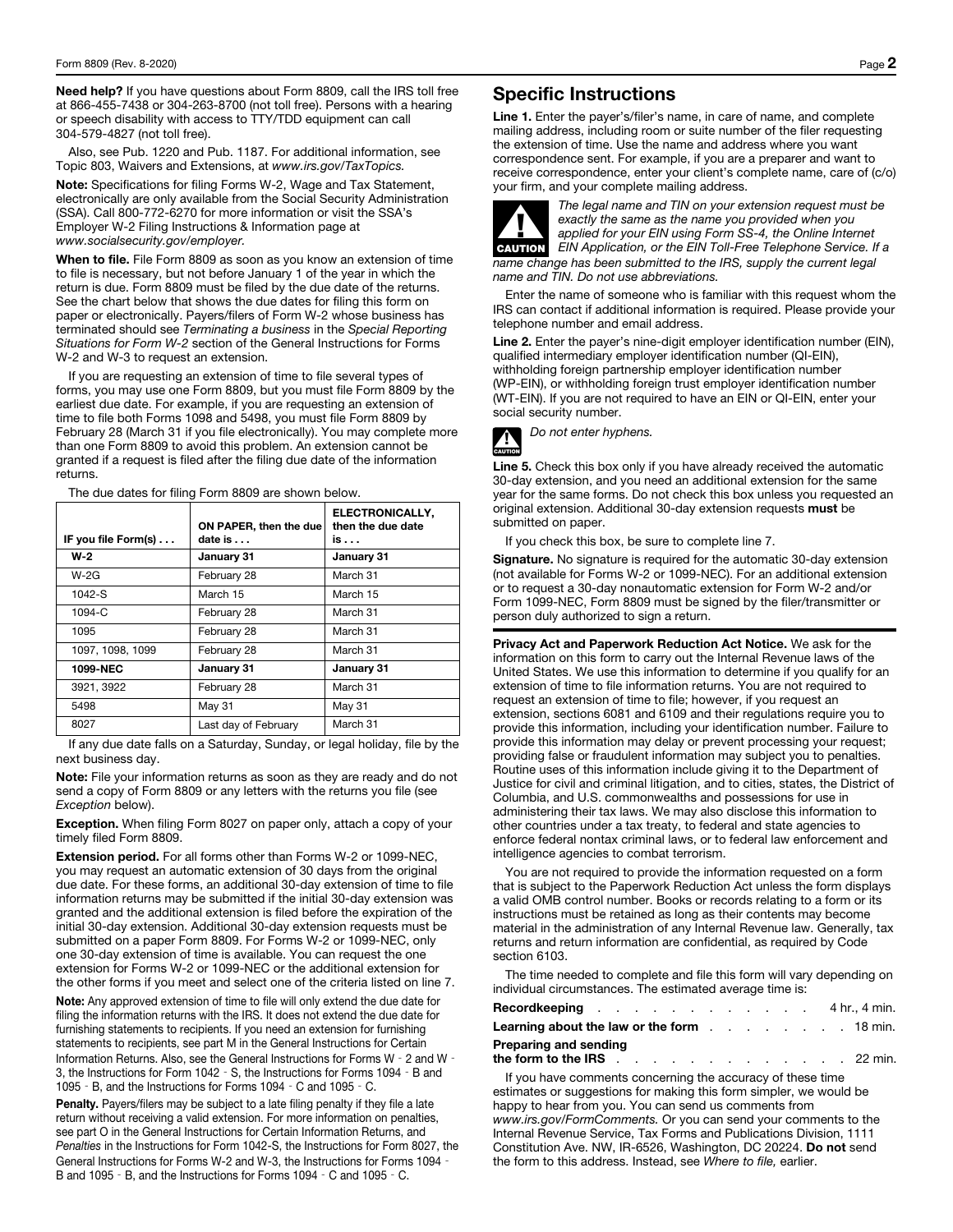**Need help?** If you have questions about Form 8809, call the IRS toll free at 866-455-7438 or 304-263-8700 (not toll free). Persons with a hearing or speech disability with access to TTY/TDD equipment can call 304-579-4827 (not toll free).

Also, see Pub. 1220 and Pub. 1187. For additional information, see Topic 803, Waivers and Extensions, at *www.irs.gov/TaxTopics.*

**Note:** Specifications for filing Forms W-2, Wage and Tax Statement, electronically are only available from the Social Security Administration (SSA). Call 800-772-6270 for more information or visit the SSA's Employer W-2 Filing Instructions & Information page at *www.socialsecurity.gov/employer.*

**When to file.** File Form 8809 as soon as you know an extension of time to file is necessary, but not before January 1 of the year in which the return is due. Form 8809 must be filed by the due date of the returns. See the chart below that shows the due dates for filing this form on paper or electronically. Payers/filers of Form W-2 whose business has terminated should see *Terminating a business* in the *Special Reporting Situations for Form W-2* section of the General Instructions for Forms W-2 and W-3 to request an extension.

If you are requesting an extension of time to file several types of forms, you may use one Form 8809, but you must file Form 8809 by the earliest due date. For example, if you are requesting an extension of time to file both Forms 1098 and 5498, you must file Form 8809 by February 28 (March 31 if you file electronically). You may complete more than one Form 8809 to avoid this problem. An extension cannot be granted if a request is filed after the filing due date of the information returns.

The due dates for filing Form 8809 are shown below.

| IF you file Form(s) . . . | ON PAPER, then the due date is . . . | ELECTRONICALLY, then the due date is . . . |
|---|---|---|
| **W-2** | **January 31** | **January 31** |
| W-2G | February 28 | March 31 |
| 1042-S | March 15 | March 15 |
| 1094-C | February 28 | March 31 |
| 1095 | February 28 | March 31 |
| 1097, 1098, 1099 | February 28 | March 31 |
| **1099-NEC** | **January 31** | **January 31** |
| 3921, 3922 | February 28 | March 31 |
| 5498 | May 31 | May 31 |
| 8027 | Last day of February | March 31 |

If any due date falls on a Saturday, Sunday, or legal holiday, file by the next business day.

**Note:** File your information returns as soon as they are ready and do not send a copy of Form 8809 or any letters with the returns you file (see *Exception* below).

**Exception.** When filing Form 8027 on paper only, attach a copy of your timely filed Form 8809.

**Extension period.** For all forms other than Forms W-2 or 1099-NEC, you may request an automatic extension of 30 days from the original due date. For these forms, an additional 30-day extension of time to file information returns may be submitted if the initial 30-day extension was granted and the additional extension is filed before the expiration of the initial 30-day extension. Additional 30-day extension requests must be submitted on a paper Form 8809. For Forms W-2 or 1099-NEC, only one 30-day extension of time is available. You can request the one extension for Forms W-2 or 1099-NEC or the additional extension for the other forms if you meet and select one of the criteria listed on line 7.

**Note:** Any approved extension of time to file will only extend the due date for filing the information returns with the IRS. It does not extend the due date for furnishing statements to recipients. If you need an extension for furnishing statements to recipients, see part M in the General Instructions for Certain Information Returns. Also, see the General Instructions for Forms W-2 and W-3, the Instructions for Form 1042-S, the Instructions for Forms 1094-B and 1095-B, and the Instructions for Forms 1094-C and 1095-C.

**Penalty.** Payers/filers may be subject to a late filing penalty if they file a late return without receiving a valid extension. For more information on penalties, see part O in the General Instructions for Certain Information Returns, and *Penalties* in the Instructions for Form 1042-S, the Instructions for Form 8027, the General Instructions for Forms W-2 and W-3, the Instructions for Forms 1094-B and 1095-B, and the Instructions for Forms 1094-C and 1095-C.

## Specific Instructions

**Line 1.** Enter the payer's/filer's name, in care of name, and complete mailing address, including room or suite number of the filer requesting the extension of time. Use the name and address where you want correspondence sent. For example, if you are a preparer and want to receive correspondence, enter your client's complete name, care of (c/o) your firm, and your complete mailing address.

CAUTION: *The legal name and TIN on your extension request must be exactly the same as the name you provided when you applied for your EIN using Form SS-4, the Online Internet EIN Application, or the EIN Toll-Free Telephone Service. If a name change has been submitted to the IRS, supply the current legal name and TIN. Do not use abbreviations.*

Enter the name of someone who is familiar with this request whom the IRS can contact if additional information is required. Please provide your telephone number and email address.

**Line 2.** Enter the payer's nine-digit employer identification number (EIN), qualified intermediary employer identification number (QI-EIN), withholding foreign partnership employer identification number (WP-EIN), or withholding foreign trust employer identification number (WT-EIN). If you are not required to have an EIN or QI-EIN, enter your social security number.

CAUTION: *Do not enter hyphens.*

**Line 5.** Check this box only if you have already received the automatic 30-day extension, and you need an additional extension for the same year for the same forms. Do not check this box unless you requested an original extension. Additional 30-day extension requests **must** be submitted on paper.

If you check this box, be sure to complete line 7.

**Signature.** No signature is required for the automatic 30-day extension (not available for Forms W-2 or 1099-NEC). For an additional extension or to request a 30-day nonautomatic extension for Form W-2 and/or Form 1099-NEC, Form 8809 must be signed by the filer/transmitter or person duly authorized to sign a return.

**Privacy Act and Paperwork Reduction Act Notice.** We ask for the information on this form to carry out the Internal Revenue laws of the United States. We use this information to determine if you qualify for an extension of time to file information returns. You are not required to request an extension of time to file; however, if you request an extension, sections 6081 and 6109 and their regulations require you to provide this information, including your identification number. Failure to provide this information may delay or prevent processing your request; providing false or fraudulent information may subject you to penalties. Routine uses of this information include giving it to the Department of Justice for civil and criminal litigation, and to cities, states, the District of Columbia, and U.S. commonwealths and possessions for use in administering their tax laws. We may also disclose this information to other countries under a tax treaty, to federal and state agencies to enforce federal nontax criminal laws, or to federal law enforcement and intelligence agencies to combat terrorism.

You are not required to provide the information requested on a form that is subject to the Paperwork Reduction Act unless the form displays a valid OMB control number. Books or records relating to a form or its instructions must be retained as long as their contents may become material in the administration of any Internal Revenue law. Generally, tax returns and return information are confidential, as required by Code section 6103.

The time needed to complete and file this form will vary depending on individual circumstances. The estimated average time is:

**Recordkeeping** . . . . . . . . . . . . . 4 hr., 4 min.
**Learning about the law or the form** . . . . . . . . 18 min.
**Preparing and sending the form to the IRS** . . . . . . . . . . . . . 22 min.

If you have comments concerning the accuracy of these time estimates or suggestions for making this form simpler, we would be happy to hear from you. You can send us comments from *www.irs.gov/FormComments.* Or you can send your comments to the Internal Revenue Service, Tax Forms and Publications Division, 1111 Constitution Ave. NW, IR-6526, Washington, DC 20224. **Do not** send the form to this address. Instead, see *Where to file,* earlier.